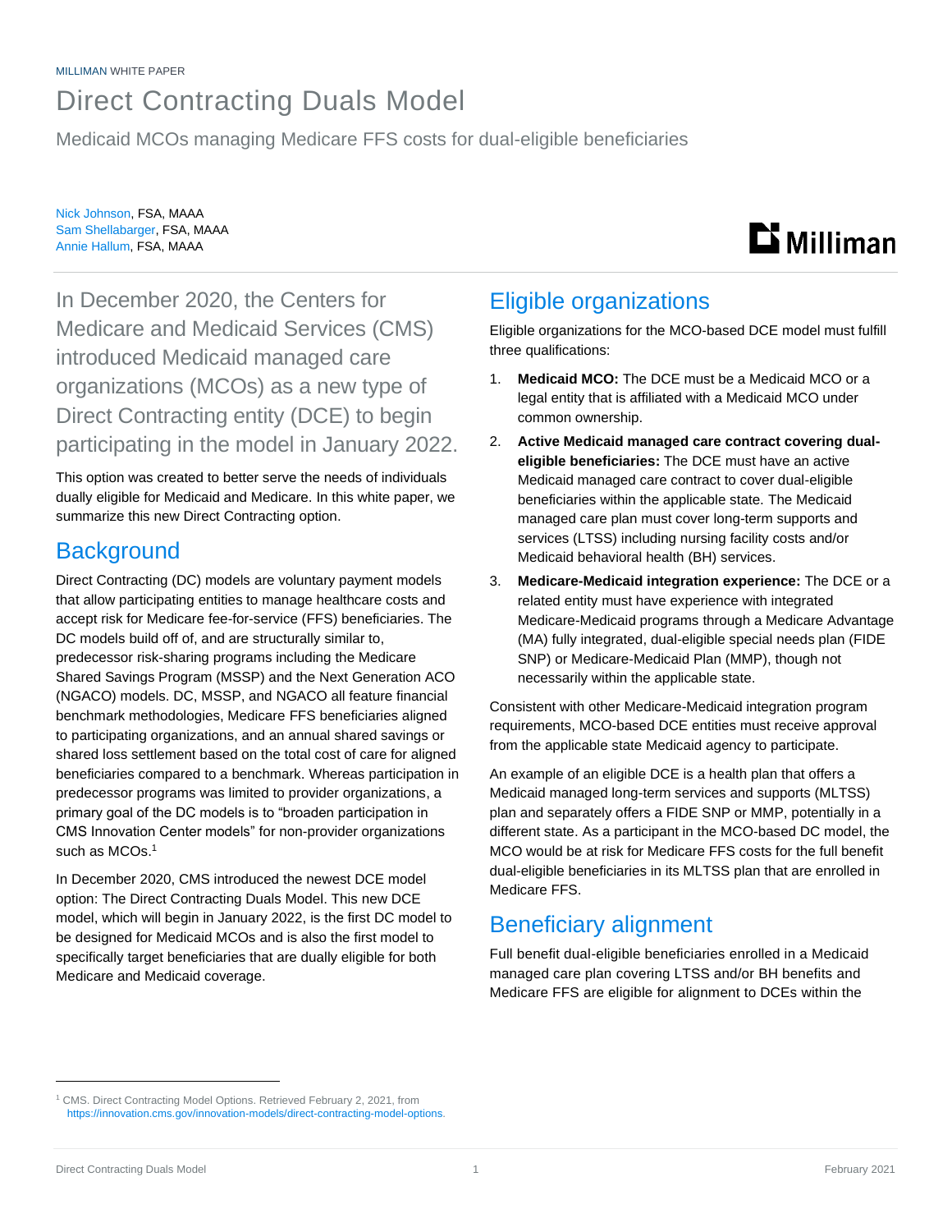MILLIMAN WHITE PAPER

# Direct Contracting Duals Model

Medicaid MCOs managing Medicare FFS costs for dual-eligible beneficiaries

Nick Johnson, FSA, MAAA
Sam Shellabarger, FSA, MAAA
Annie Hallum, FSA, MAAA

In December 2020, the Centers for Medicare and Medicaid Services (CMS) introduced Medicaid managed care organizations (MCOs) as a new type of Direct Contracting entity (DCE) to begin participating in the model in January 2022.

This option was created to better serve the needs of individuals dually eligible for Medicaid and Medicare. In this white paper, we summarize this new Direct Contracting option.

## Background

Direct Contracting (DC) models are voluntary payment models that allow participating entities to manage healthcare costs and accept risk for Medicare fee-for-service (FFS) beneficiaries. The DC models build off of, and are structurally similar to, predecessor risk-sharing programs including the Medicare Shared Savings Program (MSSP) and the Next Generation ACO (NGACO) models. DC, MSSP, and NGACO all feature financial benchmark methodologies, Medicare FFS beneficiaries aligned to participating organizations, and an annual shared savings or shared loss settlement based on the total cost of care for aligned beneficiaries compared to a benchmark. Whereas participation in predecessor programs was limited to provider organizations, a primary goal of the DC models is to "broaden participation in CMS Innovation Center models" for non-provider organizations such as MCOs.[1]

In December 2020, CMS introduced the newest DCE model option: The Direct Contracting Duals Model. This new DCE model, which will begin in January 2022, is the first DC model to be designed for Medicaid MCOs and is also the first model to specifically target beneficiaries that are dually eligible for both Medicare and Medicaid coverage.

## Eligible organizations

Eligible organizations for the MCO-based DCE model must fulfill three qualifications:

1. **Medicaid MCO:** The DCE must be a Medicaid MCO or a legal entity that is affiliated with a Medicaid MCO under common ownership.
2. **Active Medicaid managed care contract covering dual-eligible beneficiaries:** The DCE must have an active Medicaid managed care contract to cover dual-eligible beneficiaries within the applicable state. The Medicaid managed care plan must cover long-term supports and services (LTSS) including nursing facility costs and/or Medicaid behavioral health (BH) services.
3. **Medicare-Medicaid integration experience:** The DCE or a related entity must have experience with integrated Medicare-Medicaid programs through a Medicare Advantage (MA) fully integrated, dual-eligible special needs plan (FIDE SNP) or Medicare-Medicaid Plan (MMP), though not necessarily within the applicable state.

Consistent with other Medicare-Medicaid integration program requirements, MCO-based DCE entities must receive approval from the applicable state Medicaid agency to participate.

An example of an eligible DCE is a health plan that offers a Medicaid managed long-term services and supports (MLTSS) plan and separately offers a FIDE SNP or MMP, potentially in a different state. As a participant in the MCO-based DC model, the MCO would be at risk for Medicare FFS costs for the full benefit dual-eligible beneficiaries in its MLTSS plan that are enrolled in Medicare FFS.

## Beneficiary alignment

Full benefit dual-eligible beneficiaries enrolled in a Medicaid managed care plan covering LTSS and/or BH benefits and Medicare FFS are eligible for alignment to DCEs within the

[1] CMS. Direct Contracting Model Options. Retrieved February 2, 2021, from https://innovation.cms.gov/innovation-models/direct-contracting-model-options.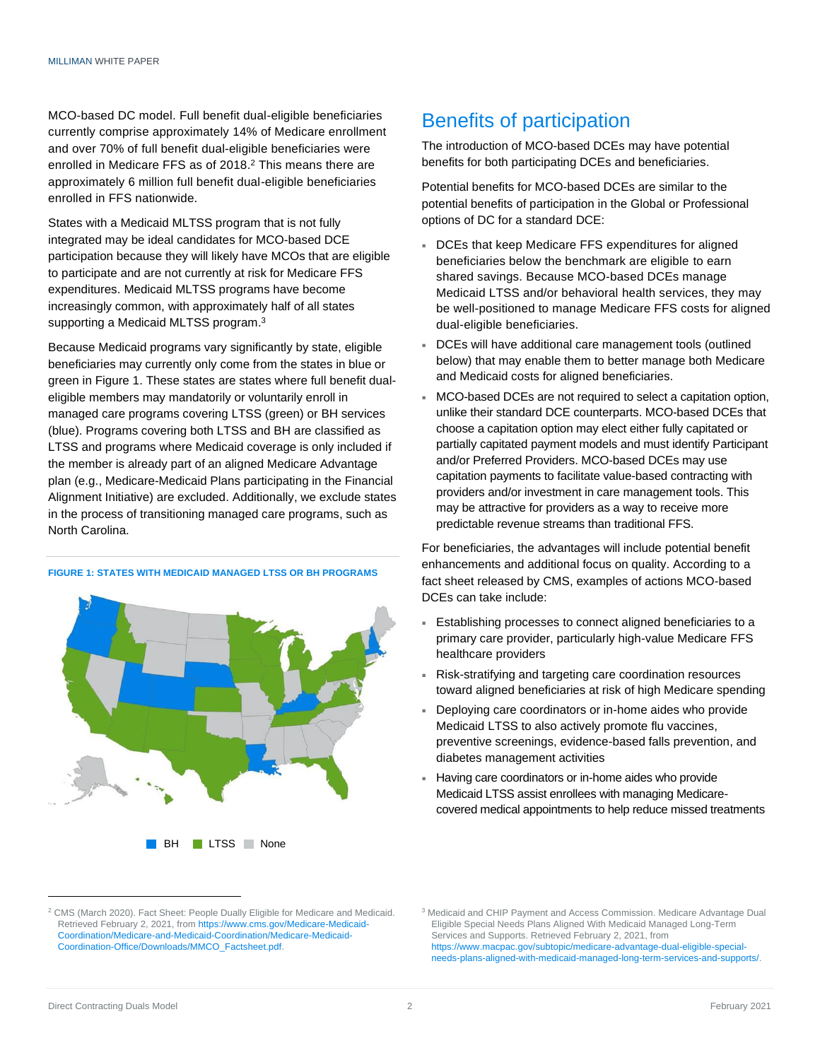MCO-based DC model. Full benefit dual-eligible beneficiaries currently comprise approximately 14% of Medicare enrollment and over 70% of full benefit dual-eligible beneficiaries were enrolled in Medicare FFS as of 2018.[2] This means there are approximately 6 million full benefit dual-eligible beneficiaries enrolled in FFS nationwide.

States with a Medicaid MLTSS program that is not fully integrated may be ideal candidates for MCO-based DCE participation because they will likely have MCOs that are eligible to participate and are not currently at risk for Medicare FFS expenditures. Medicaid MLTSS programs have become increasingly common, with approximately half of all states supporting a Medicaid MLTSS program.[3]

Because Medicaid programs vary significantly by state, eligible beneficiaries may currently only come from the states in blue or green in Figure 1. These states are states where full benefit dual-eligible members may mandatorily or voluntarily enroll in managed care programs covering LTSS (green) or BH services (blue). Programs covering both LTSS and BH are classified as LTSS and programs where Medicaid coverage is only included if the member is already part of an aligned Medicare Advantage plan (e.g., Medicare-Medicaid Plans participating in the Financial Alignment Initiative) are excluded. Additionally, we exclude states in the process of transitioning managed care programs, such as North Carolina.

**FIGURE 1: STATES WITH MEDICAID MANAGED LTSS OR BH PROGRAMS**

BH LTSS None

## Benefits of participation

The introduction of MCO-based DCEs may have potential benefits for both participating DCEs and beneficiaries.

Potential benefits for MCO-based DCEs are similar to the potential benefits of participation in the Global or Professional options of DC for a standard DCE:

- DCEs that keep Medicare FFS expenditures for aligned beneficiaries below the benchmark are eligible to earn shared savings. Because MCO-based DCEs manage Medicaid LTSS and/or behavioral health services, they may be well-positioned to manage Medicare FFS costs for aligned dual-eligible beneficiaries.
- DCEs will have additional care management tools (outlined below) that may enable them to better manage both Medicare and Medicaid costs for aligned beneficiaries.
- MCO-based DCEs are not required to select a capitation option, unlike their standard DCE counterparts. MCO-based DCEs that choose a capitation option may elect either fully capitated or partially capitated payment models and must identify Participant and/or Preferred Providers. MCO-based DCEs may use capitation payments to facilitate value-based contracting with providers and/or investment in care management tools. This may be attractive for providers as a way to receive more predictable revenue streams than traditional FFS.

For beneficiaries, the advantages will include potential benefit enhancements and additional focus on quality. According to a fact sheet released by CMS, examples of actions MCO-based DCEs can take include:

- Establishing processes to connect aligned beneficiaries to a primary care provider, particularly high-value Medicare FFS healthcare providers
- Risk-stratifying and targeting care coordination resources toward aligned beneficiaries at risk of high Medicare spending
- Deploying care coordinators or in-home aides who provide Medicaid LTSS to also actively promote flu vaccines, preventive screenings, evidence-based falls prevention, and diabetes management activities
- Having care coordinators or in-home aides who provide Medicaid LTSS assist enrollees with managing Medicare-covered medical appointments to help reduce missed treatments

---

[2] CMS (March 2020). Fact Sheet: People Dually Eligible for Medicare and Medicaid. Retrieved February 2, 2021, from https://www.cms.gov/Medicare-Medicaid-Coordination/Medicare-and-Medicaid-Coordination/Medicare-Medicaid-Coordination-Office/Downloads/MMCO_Factsheet.pdf.

[3] Medicaid and CHIP Payment and Access Commission. Medicare Advantage Dual Eligible Special Needs Plans Aligned With Medicaid Managed Long-Term Services and Supports. Retrieved February 2, 2021, from https://www.macpac.gov/subtopic/medicare-advantage-dual-eligible-special-needs-plans-aligned-with-medicaid-managed-long-term-services-and-supports/.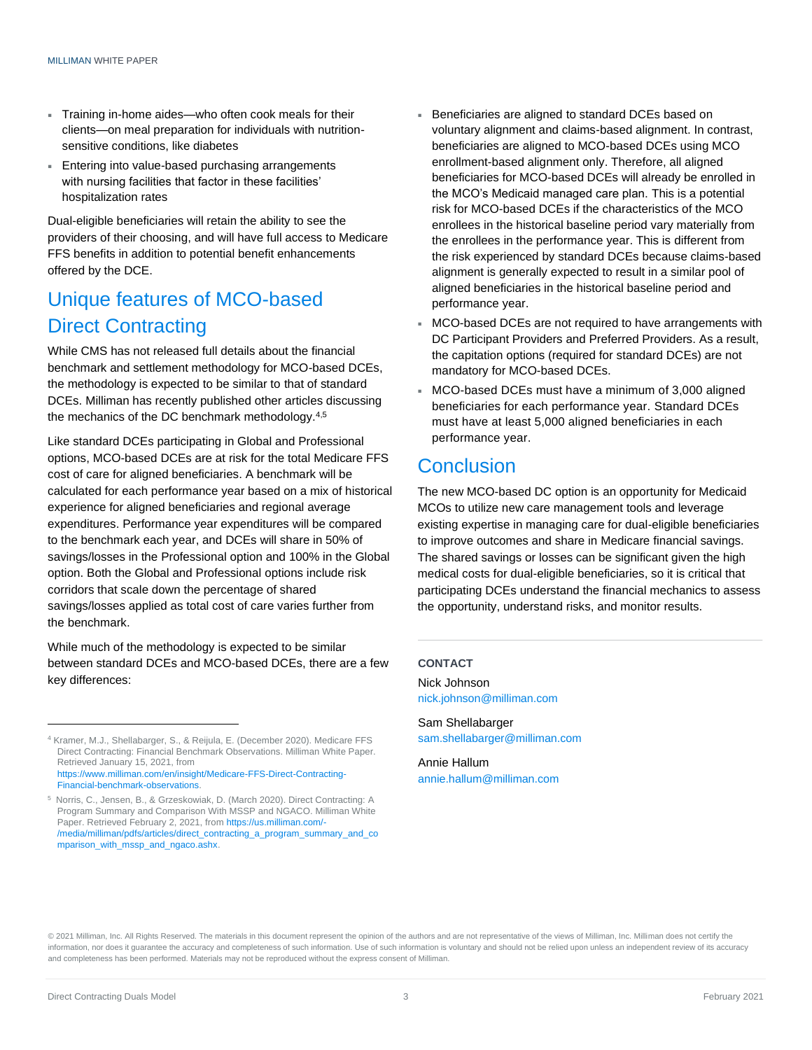- Training in-home aides—who often cook meals for their clients—on meal preparation for individuals with nutrition-sensitive conditions, like diabetes
- Entering into value-based purchasing arrangements with nursing facilities that factor in these facilities' hospitalization rates

Dual-eligible beneficiaries will retain the ability to see the providers of their choosing, and will have full access to Medicare FFS benefits in addition to potential benefit enhancements offered by the DCE.

## Unique features of MCO-based Direct Contracting

While CMS has not released full details about the financial benchmark and settlement methodology for MCO-based DCEs, the methodology is expected to be similar to that of standard DCEs. Milliman has recently published other articles discussing the mechanics of the DC benchmark methodology.[4,5]

Like standard DCEs participating in Global and Professional options, MCO-based DCEs are at risk for the total Medicare FFS cost of care for aligned beneficiaries. A benchmark will be calculated for each performance year based on a mix of historical experience for aligned beneficiaries and regional average expenditures. Performance year expenditures will be compared to the benchmark each year, and DCEs will share in 50% of savings/losses in the Professional option and 100% in the Global option. Both the Global and Professional options include risk corridors that scale down the percentage of shared savings/losses applied as total cost of care varies further from the benchmark.

While much of the methodology is expected to be similar between standard DCEs and MCO-based DCEs, there are a few key differences:

- Beneficiaries are aligned to standard DCEs based on voluntary alignment and claims-based alignment. In contrast, beneficiaries are aligned to MCO-based DCEs using MCO enrollment-based alignment only. Therefore, all aligned beneficiaries for MCO-based DCEs will already be enrolled in the MCO's Medicaid managed care plan. This is a potential risk for MCO-based DCEs if the characteristics of the MCO enrollees in the historical baseline period vary materially from the enrollees in the performance year. This is different from the risk experienced by standard DCEs because claims-based alignment is generally expected to result in a similar pool of aligned beneficiaries in the historical baseline period and performance year.
- MCO-based DCEs are not required to have arrangements with DC Participant Providers and Preferred Providers. As a result, the capitation options (required for standard DCEs) are not mandatory for MCO-based DCEs.
- MCO-based DCEs must have a minimum of 3,000 aligned beneficiaries for each performance year. Standard DCEs must have at least 5,000 aligned beneficiaries in each performance year.

## Conclusion

The new MCO-based DC option is an opportunity for Medicaid MCOs to utilize new care management tools and leverage existing expertise in managing care for dual-eligible beneficiaries to improve outcomes and share in Medicare financial savings. The shared savings or losses can be significant given the high medical costs for dual-eligible beneficiaries, so it is critical that participating DCEs understand the financial mechanics to assess the opportunity, understand risks, and monitor results.

---

**CONTACT**

Nick Johnson
nick.johnson@milliman.com

Sam Shellabarger
sam.shellabarger@milliman.com

Annie Hallum
annie.hallum@milliman.com

---

[4] Kramer, M.J., Shellabarger, S., & Reijula, E. (December 2020). Medicare FFS Direct Contracting: Financial Benchmark Observations. Milliman White Paper. Retrieved January 15, 2021, from https://www.milliman.com/en/insight/Medicare-FFS-Direct-Contracting-Financial-benchmark-observations.

[5] Norris, C., Jensen, B., & Grzeskowiak, D. (March 2020). Direct Contracting: A Program Summary and Comparison With MSSP and NGACO. Milliman White Paper. Retrieved February 2, 2021, from https://us.milliman.com/-/media/milliman/pdfs/articles/direct_contracting_a_program_summary_and_comparison_with_mssp_and_ngaco.ashx.

© 2021 Milliman, Inc. All Rights Reserved. The materials in this document represent the opinion of the authors and are not representative of the views of Milliman, Inc. Milliman does not certify the information, nor does it guarantee the accuracy and completeness of such information. Use of such information is voluntary and should not be relied upon unless an independent review of its accuracy and completeness has been performed. Materials may not be reproduced without the express consent of Milliman.